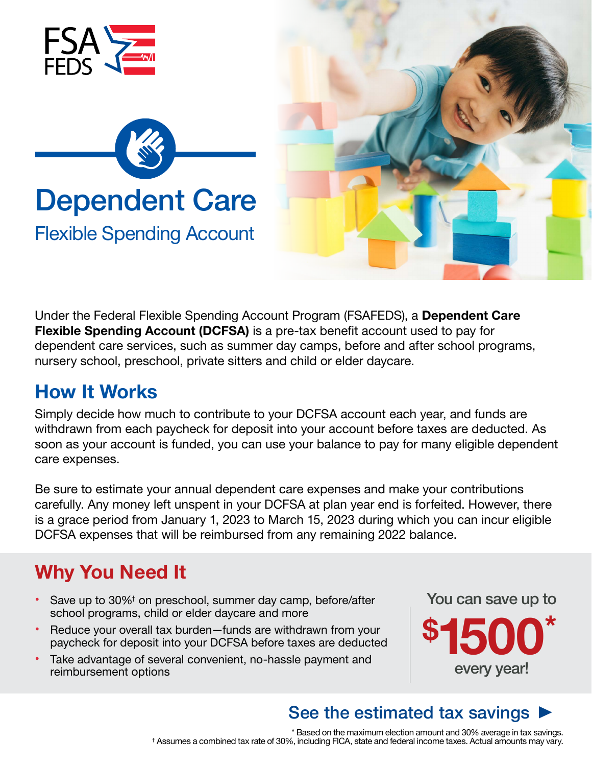FSA FEDS

# Dependent Care

## Flexible Spending Account

Under the Federal Flexible Spending Account Program (FSAFEDS), a **Dependent Care Flexible Spending Account (DCFSA)** is a pre-tax benefit account used to pay for dependent care services, such as summer day camps, before and after school programs, nursery school, preschool, private sitters and child or elder daycare.

## How It Works

Simply decide how much to contribute to your DCFSA account each year, and funds are withdrawn from each paycheck for deposit into your account before taxes are deducted. As soon as your account is funded, you can use your balance to pay for many eligible dependent care expenses.

Be sure to estimate your annual dependent care expenses and make your contributions carefully. Any money left unspent in your DCFSA at plan year end is forfeited. However, there is a grace period from January 1, 2023 to March 15, 2023 during which you can incur eligible DCFSA expenses that will be reimbursed from any remaining 2022 balance.

## Why You Need It

- Save up to 30%† on preschool, summer day camp, before/after school programs, child or elder daycare and more
- Reduce your overall tax burden—funds are withdrawn from your paycheck for deposit into your DCFSA before taxes are deducted
- Take advantage of several convenient, no-hassle payment and reimbursement options

You can save up to **$1500*** every year!

**See the estimated tax savings ►**

* Based on the maximum election amount and 30% average in tax savings.
† Assumes a combined tax rate of 30%, including FICA, state and federal income taxes. Actual amounts may vary.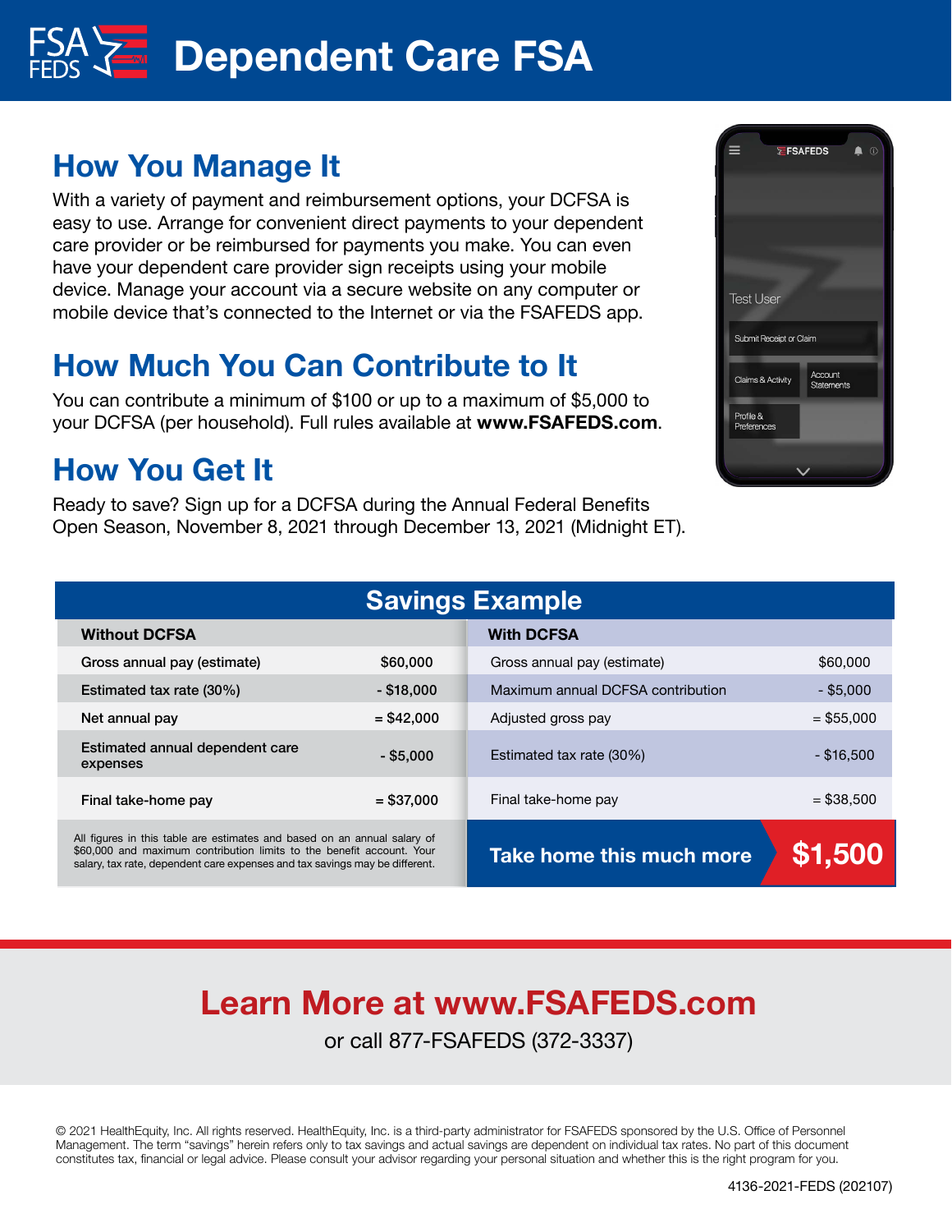# Dependent Care FSA

## How You Manage It

With a variety of payment and reimbursement options, your DCFSA is easy to use. Arrange for convenient direct payments to your dependent care provider or be reimbursed for payments you make. You can even have your dependent care provider sign receipts using your mobile device. Manage your account via a secure website on any computer or mobile device that's connected to the Internet or via the FSAFEDS app.

## How Much You Can Contribute to It

You can contribute a minimum of $100 or up to a maximum of $5,000 to your DCFSA (per household). Full rules available at **www.FSAFEDS.com**.

## How You Get It

Ready to save? Sign up for a DCFSA during the Annual Federal Benefits Open Season, November 8, 2021 through December 13, 2021 (Midnight ET).

## Savings Example

| Without DCFSA | | With DCFSA | |
|---|---|---|---|
| Gross annual pay (estimate) | $60,000 | Gross annual pay (estimate) | $60,000 |
| Estimated tax rate (30%) | - $18,000 | Maximum annual DCFSA contribution | - $5,000 |
| Net annual pay | = $42,000 | Adjusted gross pay | = $55,000 |
| Estimated annual dependent care expenses | - $5,000 | Estimated tax rate (30%) | - $16,500 |
| Final take-home pay | = $37,000 | Final take-home pay | = $38,500 |
| All figures in this table are estimates and based on an annual salary of $60,000 and maximum contribution limits to the benefit account. Your salary, tax rate, dependent care expenses and tax savings may be different. | | **Take home this much more** | **$1,500** |

## Learn More at www.FSAFEDS.com

or call 877-FSAFEDS (372-3337)

© 2021 HealthEquity, Inc. All rights reserved. HealthEquity, Inc. is a third-party administrator for FSAFEDS sponsored by the U.S. Office of Personnel Management. The term "savings" herein refers only to tax savings and actual savings are dependent on individual tax rates. No part of this document constitutes tax, financial or legal advice. Please consult your advisor regarding your personal situation and whether this is the right program for you.

4136-2021-FEDS (202107)